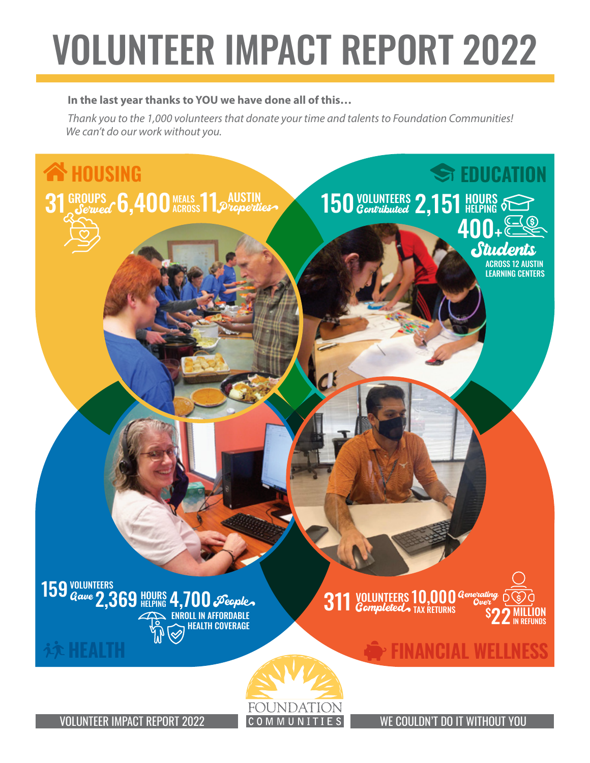# VOLUNTEER IMPACT REPORT 2022

**In the last year thanks to YOU we have done all of this…**

*Thank you to the 1,000 volunteers that donate your time and talents to Foundation Communities! We can't do our work without you.*

## HOUSING

31 GROUPS *Served* 6,400 MEALS ACROSS 11 AUSTIN *Properties*

## EDUCATION

150 VOLUNTEERS *Contributed* 2,151 HOURS HELPING

400+ *Students* ACROSS 12 AUSTIN LEARNING CENTERS

## HEALTH

159 VOLUNTEERS *Gave* 2,369 HOURS HELPING 4,700 *People* ENROLL IN AFFORDABLE HEALTH COVERAGE

## FINANCIAL WELLNESS

311 VOLUNTEERS *Completed* 10,000 TAX RETURNS *Generating Over* $22 MILLION IN REFUNDS

FOUNDATION COMMUNITIES

WE COULDN'T DO IT WITHOUT YOU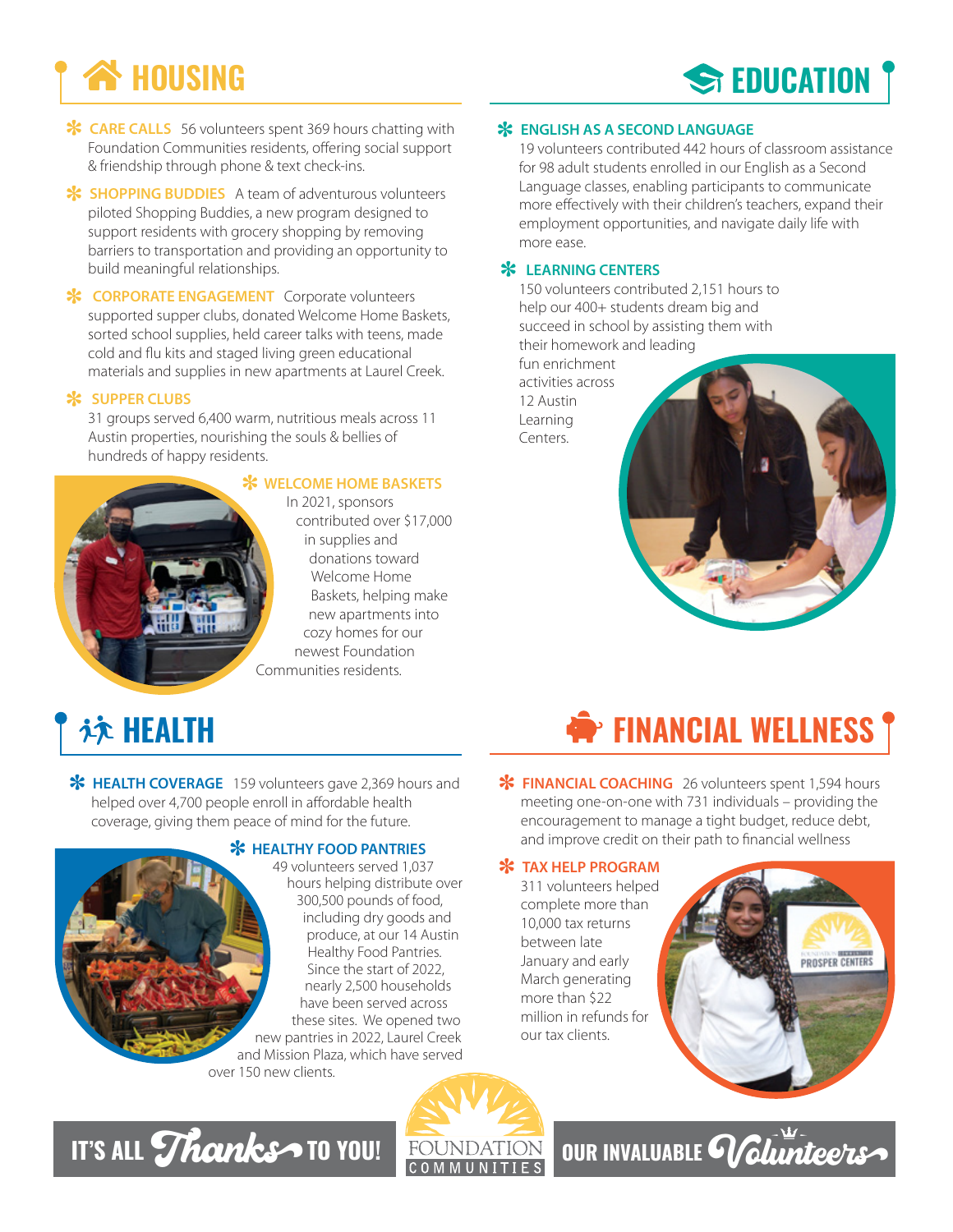## HOUSING

**CARE CALLS** 56 volunteers spent 369 hours chatting with Foundation Communities residents, offering social support & friendship through phone & text check-ins.

**SHOPPING BUDDIES** A team of adventurous volunteers piloted Shopping Buddies, a new program designed to support residents with grocery shopping by removing barriers to transportation and providing an opportunity to build meaningful relationships.

**CORPORATE ENGAGEMENT** Corporate volunteers supported supper clubs, donated Welcome Home Baskets, sorted school supplies, held career talks with teens, made cold and flu kits and staged living green educational materials and supplies in new apartments at Laurel Creek.

**SUPPER CLUBS**
31 groups served 6,400 warm, nutritious meals across 11 Austin properties, nourishing the souls & bellies of hundreds of happy residents.

**WELCOME HOME BASKETS**
In 2021, sponsors contributed over $17,000 in supplies and donations toward Welcome Home Baskets, helping make new apartments into cozy homes for our newest Foundation Communities residents.

## EDUCATION

**ENGLISH AS A SECOND LANGUAGE**
19 volunteers contributed 442 hours of classroom assistance for 98 adult students enrolled in our English as a Second Language classes, enabling participants to communicate more effectively with their children's teachers, expand their employment opportunities, and navigate daily life with more ease.

**LEARNING CENTERS**
150 volunteers contributed 2,151 hours to help our 400+ students dream big and succeed in school by assisting them with their homework and leading fun enrichment activities across 12 Austin Learning Centers.

## HEALTH

**HEALTH COVERAGE** 159 volunteers gave 2,369 hours and helped over 4,700 people enroll in affordable health coverage, giving them peace of mind for the future.

**HEALTHY FOOD PANTRIES**
49 volunteers served 1,037 hours helping distribute over 300,500 pounds of food, including dry goods and produce, at our 14 Austin Healthy Food Pantries. Since the start of 2022, nearly 2,500 households have been served across these sites. We opened two new pantries in 2022, Laurel Creek and Mission Plaza, which have served over 150 new clients.

## FINANCIAL WELLNESS

**FINANCIAL COACHING** 26 volunteers spent 1,594 hours meeting one-on-one with 731 individuals – providing the encouragement to manage a tight budget, reduce debt, and improve credit on their path to financial wellness

**TAX HELP PROGRAM**
311 volunteers helped complete more than 10,000 tax returns between late January and early March generating more than $22 million in refunds for our tax clients.

IT'S ALL *Thanks* TO YOU! FOUNDATION COMMUNITIES OUR INVALUABLE *Volunteers*